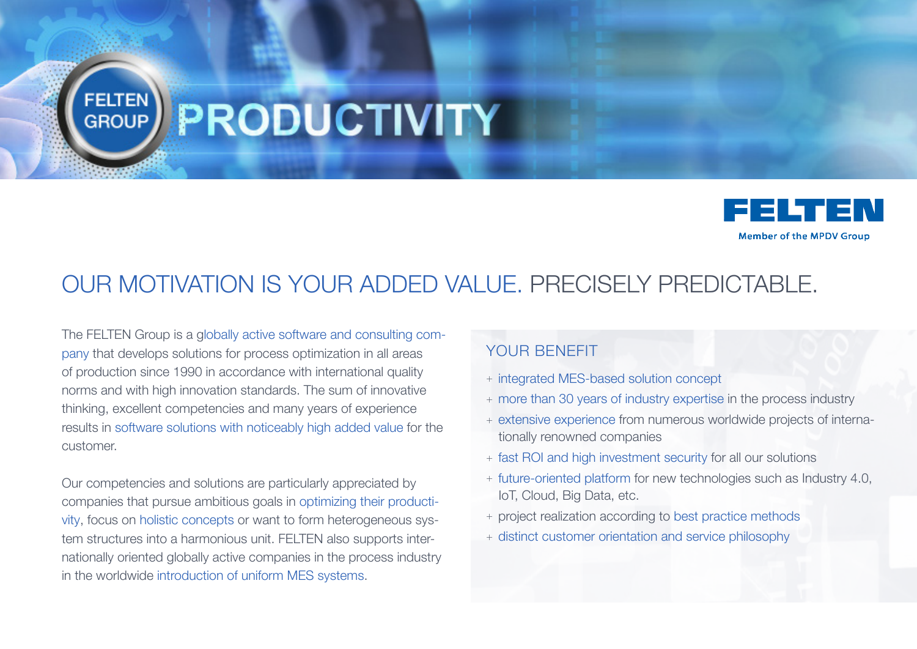FELTEN GROUP

# PRODUCTIVITY

FELTEN
Member of the MPDV Group

## OUR MOTIVATION IS YOUR ADDED VALUE. PRECISELY PREDICTABLE.

The FELTEN Group is a globally active software and consulting company that develops solutions for process optimization in all areas of production since 1990 in accordance with international quality norms and with high innovation standards. The sum of innovative thinking, excellent competencies and many years of experience results in software solutions with noticeably high added value for the customer.

Our competencies and solutions are particularly appreciated by companies that pursue ambitious goals in optimizing their productivity, focus on holistic concepts or want to form heterogeneous system structures into a harmonious unit. FELTEN also supports internationally oriented globally active companies in the process industry in the worldwide introduction of uniform MES systems.

### YOUR BENEFIT

+ integrated MES-based solution concept
+ more than 30 years of industry expertise in the process industry
+ extensive experience from numerous worldwide projects of internationally renowned companies
+ fast ROI and high investment security for all our solutions
+ future-oriented platform for new technologies such as Industry 4.0, IoT, Cloud, Big Data, etc.
+ project realization according to best practice methods
+ distinct customer orientation and service philosophy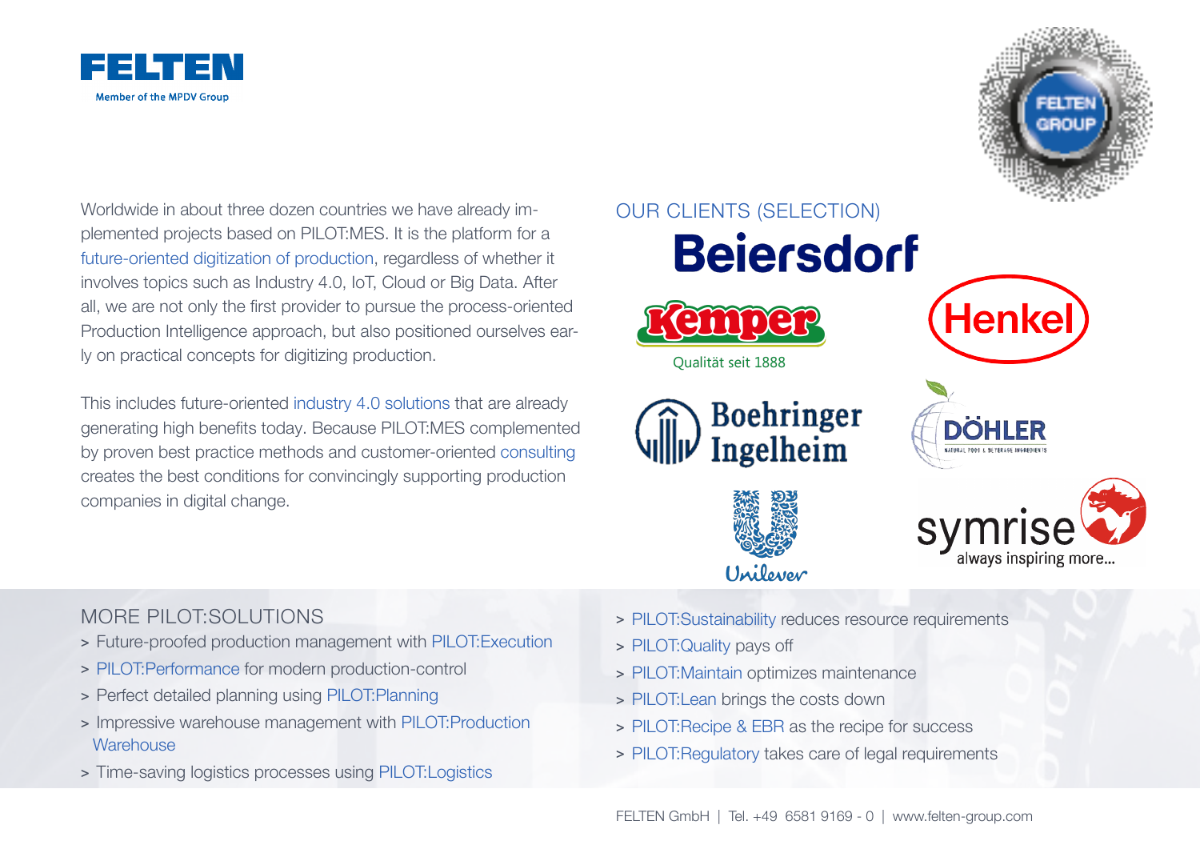FELTEN

Member of the MPDV Group

Worldwide in about three dozen countries we have already implemented projects based on PILOT:MES. It is the platform for a future-oriented digitization of production, regardless of whether it involves topics such as Industry 4.0, IoT, Cloud or Big Data. After all, we are not only the first provider to pursue the process-oriented Production Intelligence approach, but also positioned ourselves early on practical concepts for digitizing production.

This includes future-oriented industry 4.0 solutions that are already generating high benefits today. Because PILOT:MES complemented by proven best practice methods and customer-oriented consulting creates the best conditions for convincingly supporting production companies in digital change.

## OUR CLIENTS (SELECTION)

Beiersdorf

Kemper – Qualität seit 1888

Henkel

Boehringer Ingelheim

DÖHLER – Natural Food & Beverage Ingredients

Unilever

symrise – always inspiring more...

## MORE PILOT:SOLUTIONS

- > Future-proofed production management with PILOT:Execution
- > PILOT:Performance for modern production-control
- > Perfect detailed planning using PILOT:Planning
- > Impressive warehouse management with PILOT:Production Warehouse
- > Time-saving logistics processes using PILOT:Logistics
- > PILOT:Sustainability reduces resource requirements
- > PILOT:Quality pays off
- > PILOT:Maintain optimizes maintenance
- > PILOT:Lean brings the costs down
- > PILOT:Recipe & EBR as the recipe for success
- > PILOT:Regulatory takes care of legal requirements

FELTEN GmbH | Tel. +49 6581 9169 - 0 | www.felten-group.com